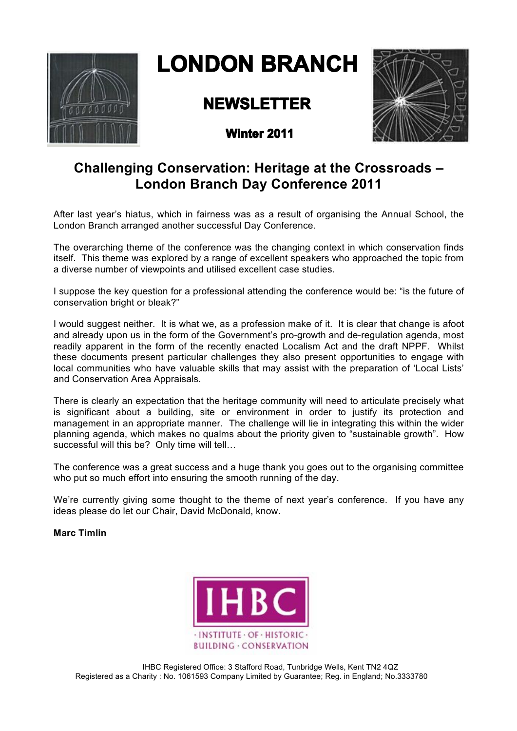# LONDON BRANCH

## NEWSLETTER

### Winter 2011

## Challenging Conservation: Heritage at the Crossroads – London Branch Day Conference 2011

After last year's hiatus, which in fairness was as a result of organising the Annual School, the London Branch arranged another successful Day Conference.

The overarching theme of the conference was the changing context in which conservation finds itself. This theme was explored by a range of excellent speakers who approached the topic from a diverse number of viewpoints and utilised excellent case studies.

I suppose the key question for a professional attending the conference would be: "is the future of conservation bright or bleak?"

I would suggest neither. It is what we, as a profession make of it. It is clear that change is afoot and already upon us in the form of the Government's pro-growth and de-regulation agenda, most readily apparent in the form of the recently enacted Localism Act and the draft NPPF. Whilst these documents present particular challenges they also present opportunities to engage with local communities who have valuable skills that may assist with the preparation of 'Local Lists' and Conservation Area Appraisals.

There is clearly an expectation that the heritage community will need to articulate precisely what is significant about a building, site or environment in order to justify its protection and management in an appropriate manner. The challenge will lie in integrating this within the wider planning agenda, which makes no qualms about the priority given to "sustainable growth". How successful will this be? Only time will tell…

The conference was a great success and a huge thank you goes out to the organising committee who put so much effort into ensuring the smooth running of the day.

We're currently giving some thought to the theme of next year's conference. If you have any ideas please do let our Chair, David McDonald, know.

**Marc Timlin**

IHBC · INSTITUTE · OF · HISTORIC · BUILDING · CONSERVATION

IHBC Registered Office: 3 Stafford Road, Tunbridge Wells, Kent TN2 4QZ
Registered as a Charity : No. 1061593 Company Limited by Guarantee; Reg. in England; No.3333780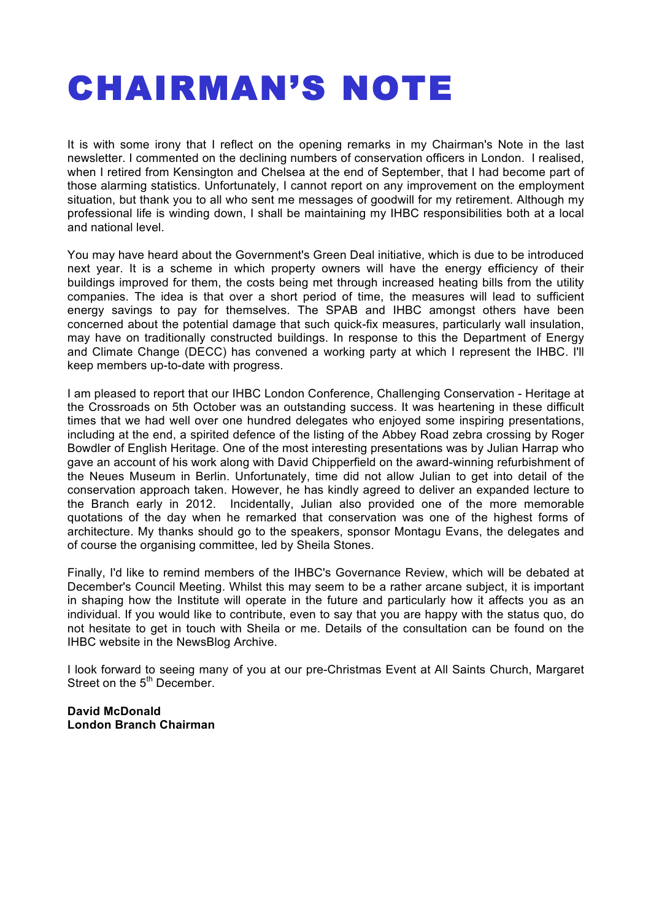# CHAIRMAN'S NOTE

It is with some irony that I reflect on the opening remarks in my Chairman's Note in the last newsletter. I commented on the declining numbers of conservation officers in London. I realised, when I retired from Kensington and Chelsea at the end of September, that I had become part of those alarming statistics. Unfortunately, I cannot report on any improvement on the employment situation, but thank you to all who sent me messages of goodwill for my retirement. Although my professional life is winding down, I shall be maintaining my IHBC responsibilities both at a local and national level.

You may have heard about the Government's Green Deal initiative, which is due to be introduced next year. It is a scheme in which property owners will have the energy efficiency of their buildings improved for them, the costs being met through increased heating bills from the utility companies. The idea is that over a short period of time, the measures will lead to sufficient energy savings to pay for themselves. The SPAB and IHBC amongst others have been concerned about the potential damage that such quick-fix measures, particularly wall insulation, may have on traditionally constructed buildings. In response to this the Department of Energy and Climate Change (DECC) has convened a working party at which I represent the IHBC. I'll keep members up-to-date with progress.

I am pleased to report that our IHBC London Conference, Challenging Conservation - Heritage at the Crossroads on 5th October was an outstanding success. It was heartening in these difficult times that we had well over one hundred delegates who enjoyed some inspiring presentations, including at the end, a spirited defence of the listing of the Abbey Road zebra crossing by Roger Bowdler of English Heritage. One of the most interesting presentations was by Julian Harrap who gave an account of his work along with David Chipperfield on the award-winning refurbishment of the Neues Museum in Berlin. Unfortunately, time did not allow Julian to get into detail of the conservation approach taken. However, he has kindly agreed to deliver an expanded lecture to the Branch early in 2012. Incidentally, Julian also provided one of the more memorable quotations of the day when he remarked that conservation was one of the highest forms of architecture. My thanks should go to the speakers, sponsor Montagu Evans, the delegates and of course the organising committee, led by Sheila Stones.

Finally, I'd like to remind members of the IHBC's Governance Review, which will be debated at December's Council Meeting. Whilst this may seem to be a rather arcane subject, it is important in shaping how the Institute will operate in the future and particularly how it affects you as an individual. If you would like to contribute, even to say that you are happy with the status quo, do not hesitate to get in touch with Sheila or me. Details of the consultation can be found on the IHBC website in the NewsBlog Archive.

I look forward to seeing many of you at our pre-Christmas Event at All Saints Church, Margaret Street on the 5th December.

**David McDonald**
**London Branch Chairman**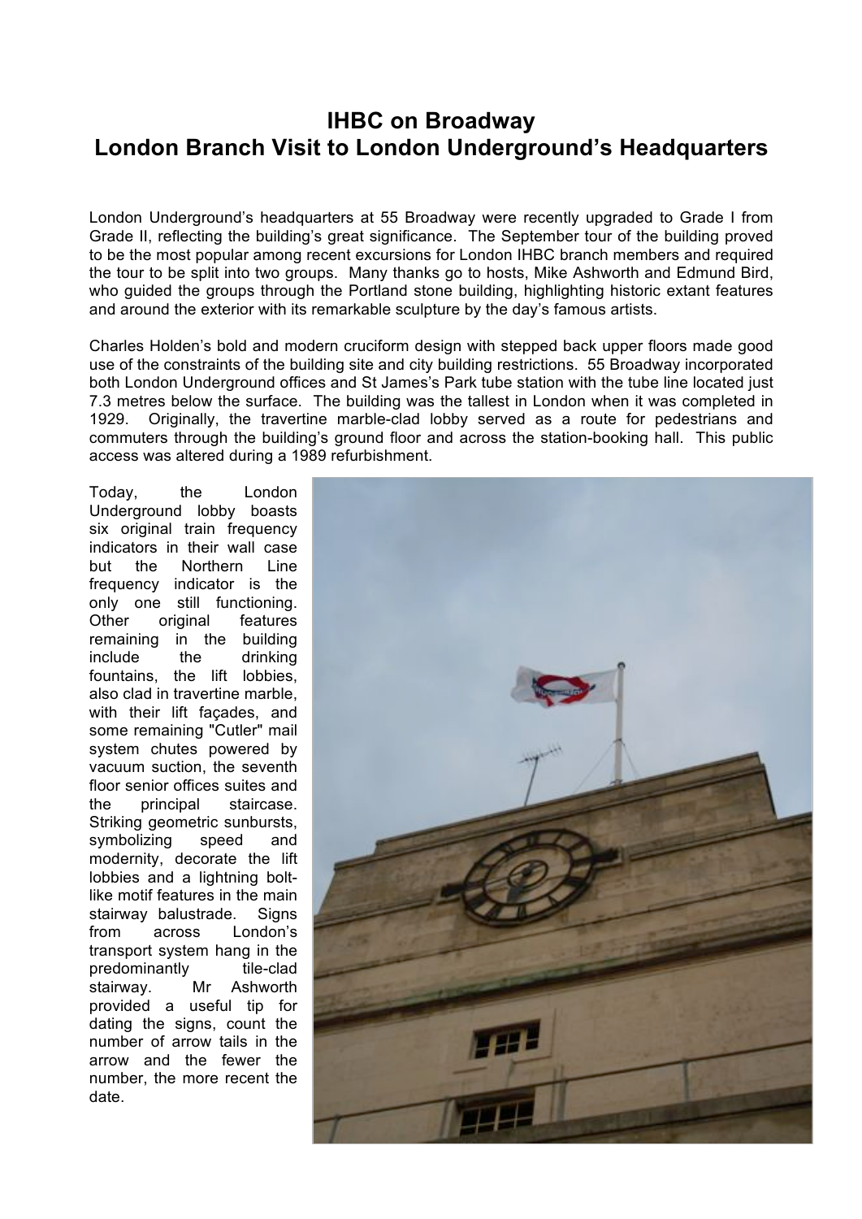# IHBC on Broadway
# London Branch Visit to London Underground's Headquarters

London Underground's headquarters at 55 Broadway were recently upgraded to Grade I from Grade II, reflecting the building's great significance. The September tour of the building proved to be the most popular among recent excursions for London IHBC branch members and required the tour to be split into two groups. Many thanks go to hosts, Mike Ashworth and Edmund Bird, who guided the groups through the Portland stone building, highlighting historic extant features and around the exterior with its remarkable sculpture by the day's famous artists.

Charles Holden's bold and modern cruciform design with stepped back upper floors made good use of the constraints of the building site and city building restrictions. 55 Broadway incorporated both London Underground offices and St James's Park tube station with the tube line located just 7.3 metres below the surface. The building was the tallest in London when it was completed in 1929. Originally, the travertine marble-clad lobby served as a route for pedestrians and commuters through the building's ground floor and across the station-booking hall. This public access was altered during a 1989 refurbishment.

Today, the London Underground lobby boasts six original train frequency indicators in their wall case but the Northern Line frequency indicator is the only one still functioning. Other original features remaining in the building include the drinking fountains, the lift lobbies, also clad in travertine marble, with their lift façades, and some remaining "Cutler" mail system chutes powered by vacuum suction, the seventh floor senior offices suites and the principal staircase. Striking geometric sunbursts, symbolizing speed and modernity, decorate the lift lobbies and a lightning bolt-like motif features in the main stairway balustrade. Signs from across London's transport system hang in the predominantly tile-clad stairway. Mr Ashworth provided a useful tip for dating the signs, count the number of arrow tails in the arrow and the fewer the number, the more recent the date.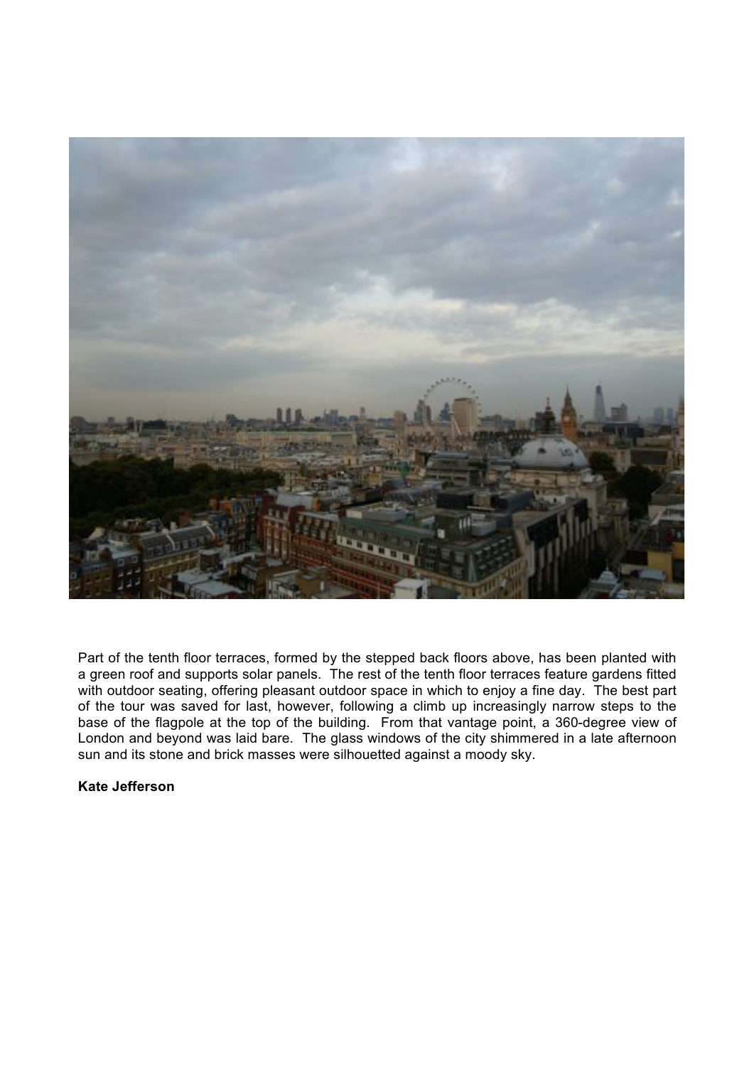Part of the tenth floor terraces, formed by the stepped back floors above, has been planted with a green roof and supports solar panels. The rest of the tenth floor terraces feature gardens fitted with outdoor seating, offering pleasant outdoor space in which to enjoy a fine day. The best part of the tour was saved for last, however, following a climb up increasingly narrow steps to the base of the flagpole at the top of the building. From that vantage point, a 360-degree view of London and beyond was laid bare. The glass windows of the city shimmered in a late afternoon sun and its stone and brick masses were silhouetted against a moody sky.

**Kate Jefferson**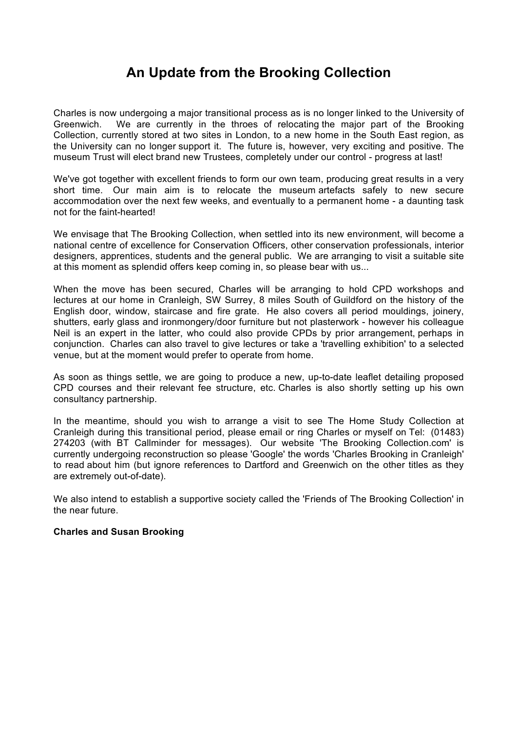# An Update from the Brooking Collection

Charles is now undergoing a major transitional process as is no longer linked to the University of Greenwich. We are currently in the throes of relocating the major part of the Brooking Collection, currently stored at two sites in London, to a new home in the South East region, as the University can no longer support it. The future is, however, very exciting and positive. The museum Trust will elect brand new Trustees, completely under our control - progress at last!

We've got together with excellent friends to form our own team, producing great results in a very short time. Our main aim is to relocate the museum artefacts safely to new secure accommodation over the next few weeks, and eventually to a permanent home - a daunting task not for the faint-hearted!

We envisage that The Brooking Collection, when settled into its new environment, will become a national centre of excellence for Conservation Officers, other conservation professionals, interior designers, apprentices, students and the general public. We are arranging to visit a suitable site at this moment as splendid offers keep coming in, so please bear with us...

When the move has been secured, Charles will be arranging to hold CPD workshops and lectures at our home in Cranleigh, SW Surrey, 8 miles South of Guildford on the history of the English door, window, staircase and fire grate. He also covers all period mouldings, joinery, shutters, early glass and ironmongery/door furniture but not plasterwork - however his colleague Neil is an expert in the latter, who could also provide CPDs by prior arrangement, perhaps in conjunction. Charles can also travel to give lectures or take a 'travelling exhibition' to a selected venue, but at the moment would prefer to operate from home.

As soon as things settle, we are going to produce a new, up-to-date leaflet detailing proposed CPD courses and their relevant fee structure, etc. Charles is also shortly setting up his own consultancy partnership.

In the meantime, should you wish to arrange a visit to see The Home Study Collection at Cranleigh during this transitional period, please email or ring Charles or myself on Tel: (01483) 274203 (with BT Callminder for messages). Our website 'The Brooking Collection.com' is currently undergoing reconstruction so please 'Google' the words 'Charles Brooking in Cranleigh' to read about him (but ignore references to Dartford and Greenwich on the other titles as they are extremely out-of-date).

We also intend to establish a supportive society called the 'Friends of The Brooking Collection' in the near future.

**Charles and Susan Brooking**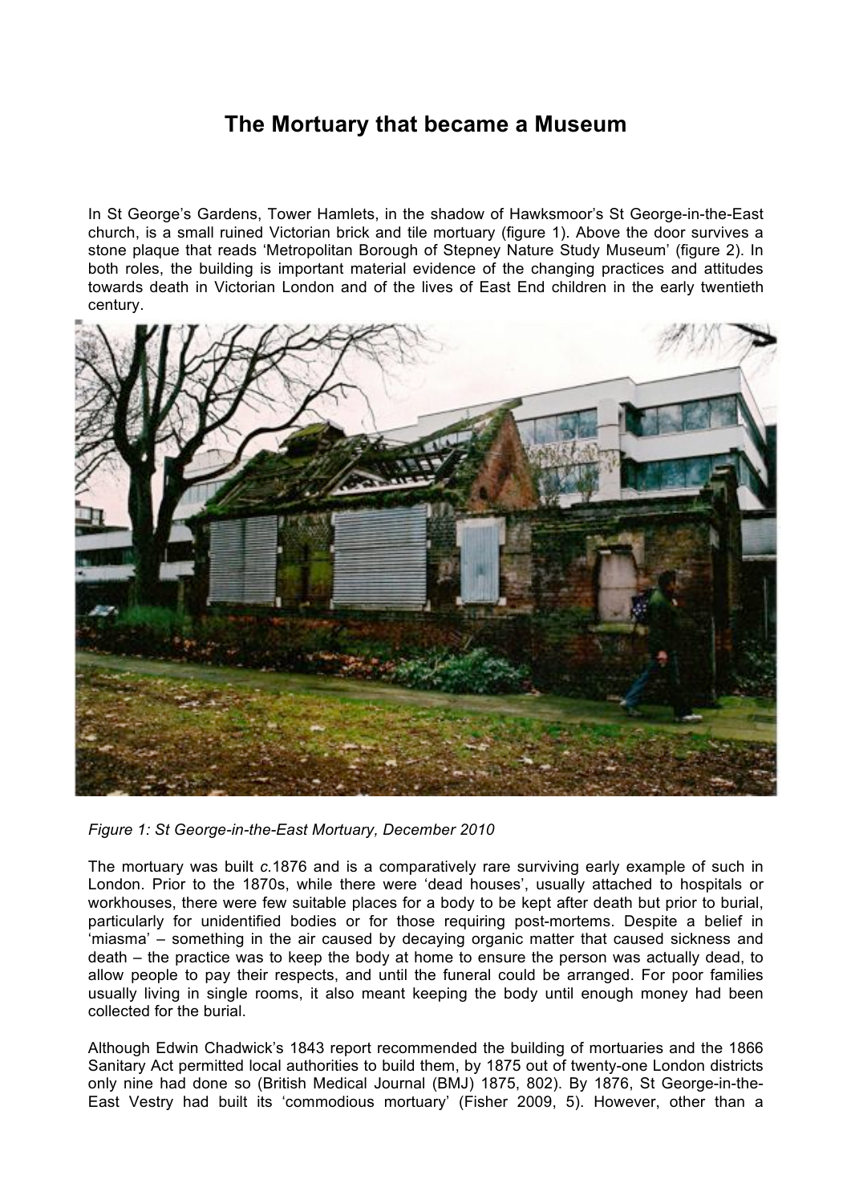# The Mortuary that became a Museum

In St George's Gardens, Tower Hamlets, in the shadow of Hawksmoor's St George-in-the-East church, is a small ruined Victorian brick and tile mortuary (figure 1). Above the door survives a stone plaque that reads 'Metropolitan Borough of Stepney Nature Study Museum' (figure 2). In both roles, the building is important material evidence of the changing practices and attitudes towards death in Victorian London and of the lives of East End children in the early twentieth century.

*Figure 1: St George-in-the-East Mortuary, December 2010*

The mortuary was built *c.*1876 and is a comparatively rare surviving early example of such in London. Prior to the 1870s, while there were 'dead houses', usually attached to hospitals or workhouses, there were few suitable places for a body to be kept after death but prior to burial, particularly for unidentified bodies or for those requiring post-mortems. Despite a belief in 'miasma' – something in the air caused by decaying organic matter that caused sickness and death – the practice was to keep the body at home to ensure the person was actually dead, to allow people to pay their respects, and until the funeral could be arranged. For poor families usually living in single rooms, it also meant keeping the body until enough money had been collected for the burial.

Although Edwin Chadwick's 1843 report recommended the building of mortuaries and the 1866 Sanitary Act permitted local authorities to build them, by 1875 out of twenty-one London districts only nine had done so (British Medical Journal (BMJ) 1875, 802). By 1876, St George-in-the-East Vestry had built its 'commodious mortuary' (Fisher 2009, 5). However, other than a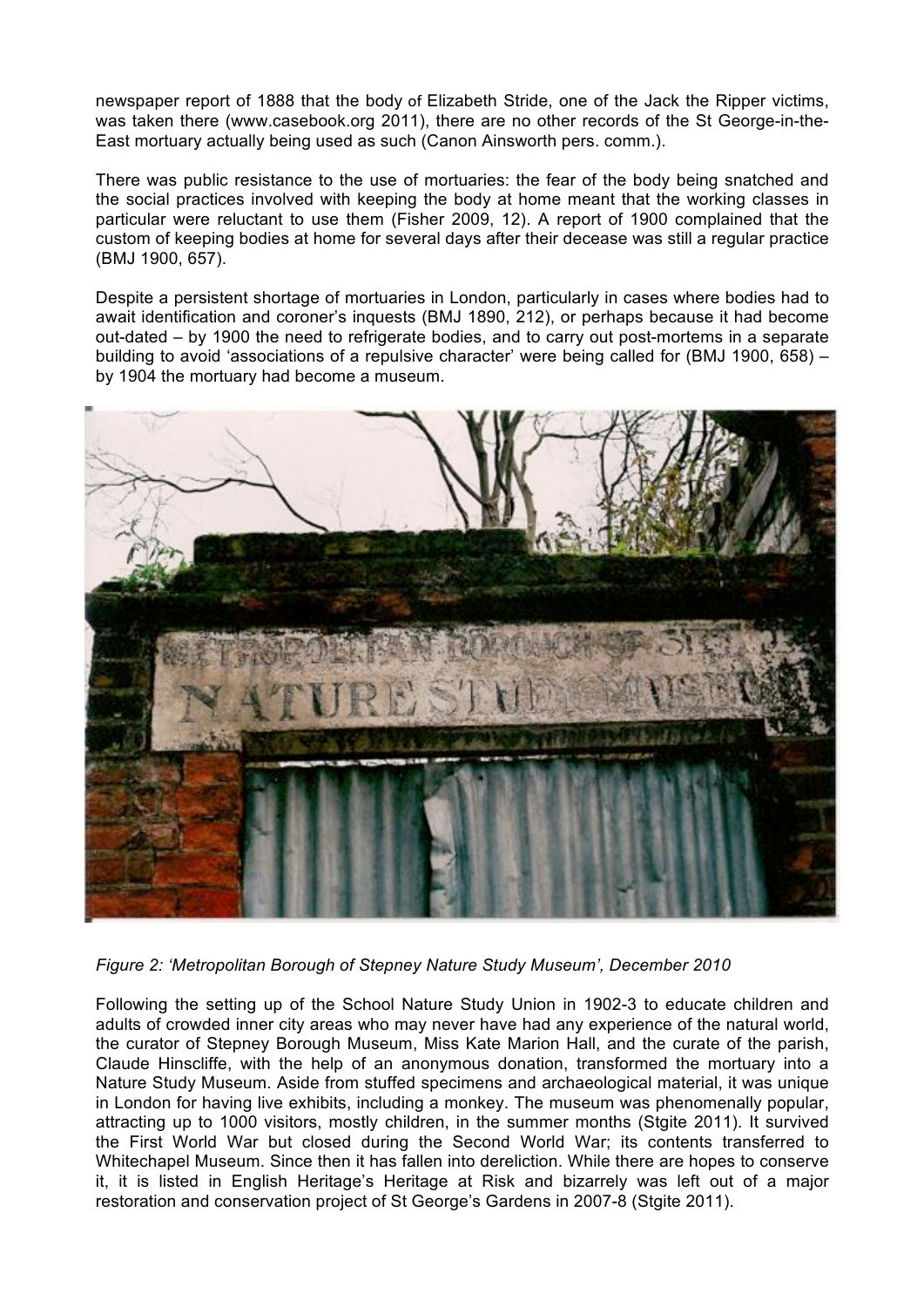newspaper report of 1888 that the body of Elizabeth Stride, one of the Jack the Ripper victims, was taken there (www.casebook.org 2011), there are no other records of the St George-in-the-East mortuary actually being used as such (Canon Ainsworth pers. comm.).

There was public resistance to the use of mortuaries: the fear of the body being snatched and the social practices involved with keeping the body at home meant that the working classes in particular were reluctant to use them (Fisher 2009, 12). A report of 1900 complained that the custom of keeping bodies at home for several days after their decease was still a regular practice (BMJ 1900, 657).

Despite a persistent shortage of mortuaries in London, particularly in cases where bodies had to await identification and coroner's inquests (BMJ 1890, 212), or perhaps because it had become out-dated – by 1900 the need to refrigerate bodies, and to carry out post-mortems in a separate building to avoid 'associations of a repulsive character' were being called for (BMJ 1900, 658) – by 1904 the mortuary had become a museum.

*Figure 2: 'Metropolitan Borough of Stepney Nature Study Museum', December 2010*

Following the setting up of the School Nature Study Union in 1902-3 to educate children and adults of crowded inner city areas who may never have had any experience of the natural world, the curator of Stepney Borough Museum, Miss Kate Marion Hall, and the curate of the parish, Claude Hinscliffe, with the help of an anonymous donation, transformed the mortuary into a Nature Study Museum. Aside from stuffed specimens and archaeological material, it was unique in London for having live exhibits, including a monkey. The museum was phenomenally popular, attracting up to 1000 visitors, mostly children, in the summer months (Stgite 2011). It survived the First World War but closed during the Second World War; its contents transferred to Whitechapel Museum. Since then it has fallen into dereliction. While there are hopes to conserve it, it is listed in English Heritage's Heritage at Risk and bizarrely was left out of a major restoration and conservation project of St George's Gardens in 2007-8 (Stgite 2011).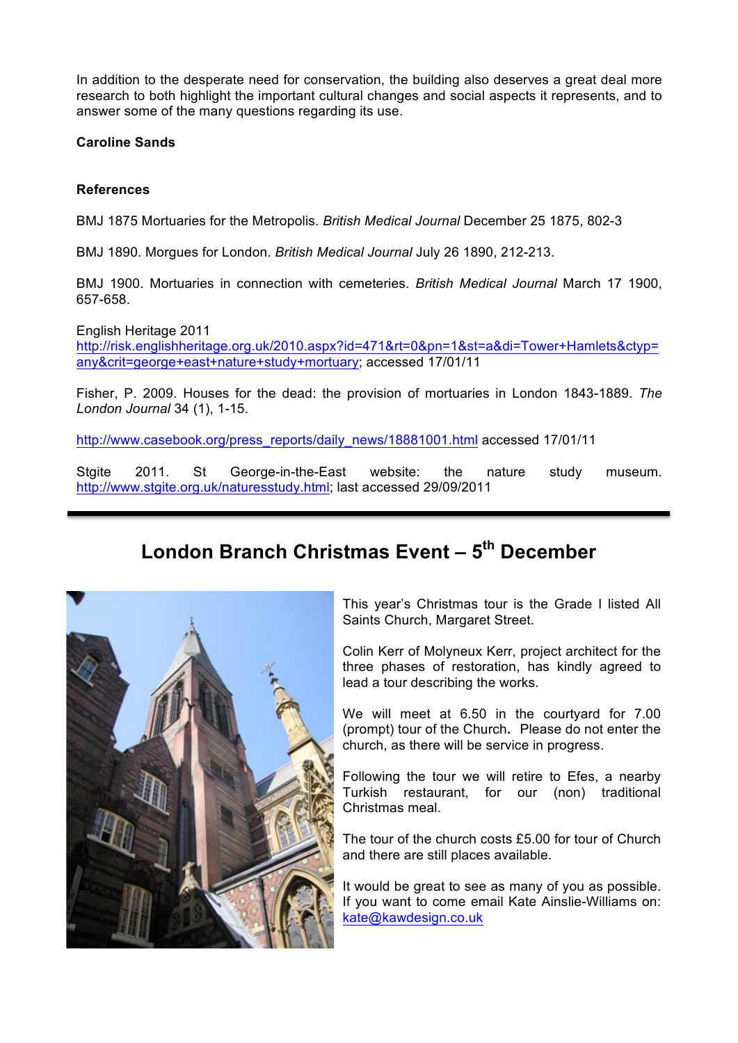In addition to the desperate need for conservation, the building also deserves a great deal more research to both highlight the important cultural changes and social aspects it represents, and to answer some of the many questions regarding its use.

**Caroline Sands**

**References**

BMJ 1875 Mortuaries for the Metropolis. *British Medical Journal* December 25 1875, 802-3

BMJ 1890. Morgues for London. *British Medical Journal* July 26 1890, 212-213.

BMJ 1900. Mortuaries in connection with cemeteries. *British Medical Journal* March 17 1900, 657-658.

English Heritage 2011
http://risk.englishheritage.org.uk/2010.aspx?id=471&rt=0&pn=1&st=a&di=Tower+Hamlets&ctyp=any&crit=george+east+nature+study+mortuary; accessed 17/01/11

Fisher, P. 2009. Houses for the dead: the provision of mortuaries in London 1843-1889. *The London Journal* 34 (1), 1-15.

http://www.casebook.org/press_reports/daily_news/18881001.html accessed 17/01/11

Stgite 2011. St George-in-the-East website: the nature study museum. http://www.stgite.org.uk/naturesstudy.html; last accessed 29/09/2011

---

## London Branch Christmas Event – 5th December

This year's Christmas tour is the Grade I listed All Saints Church, Margaret Street.

Colin Kerr of Molyneux Kerr, project architect for the three phases of restoration, has kindly agreed to lead a tour describing the works.

We will meet at 6.50 in the courtyard for 7.00 (prompt) tour of the Church**.** Please do not enter the church, as there will be service in progress.

Following the tour we will retire to Efes, a nearby Turkish restaurant, for our (non) traditional Christmas meal.

The tour of the church costs £5.00 for tour of Church and there are still places available.

It would be great to see as many of you as possible. If you want to come email Kate Ainslie-Williams on: kate@kawdesign.co.uk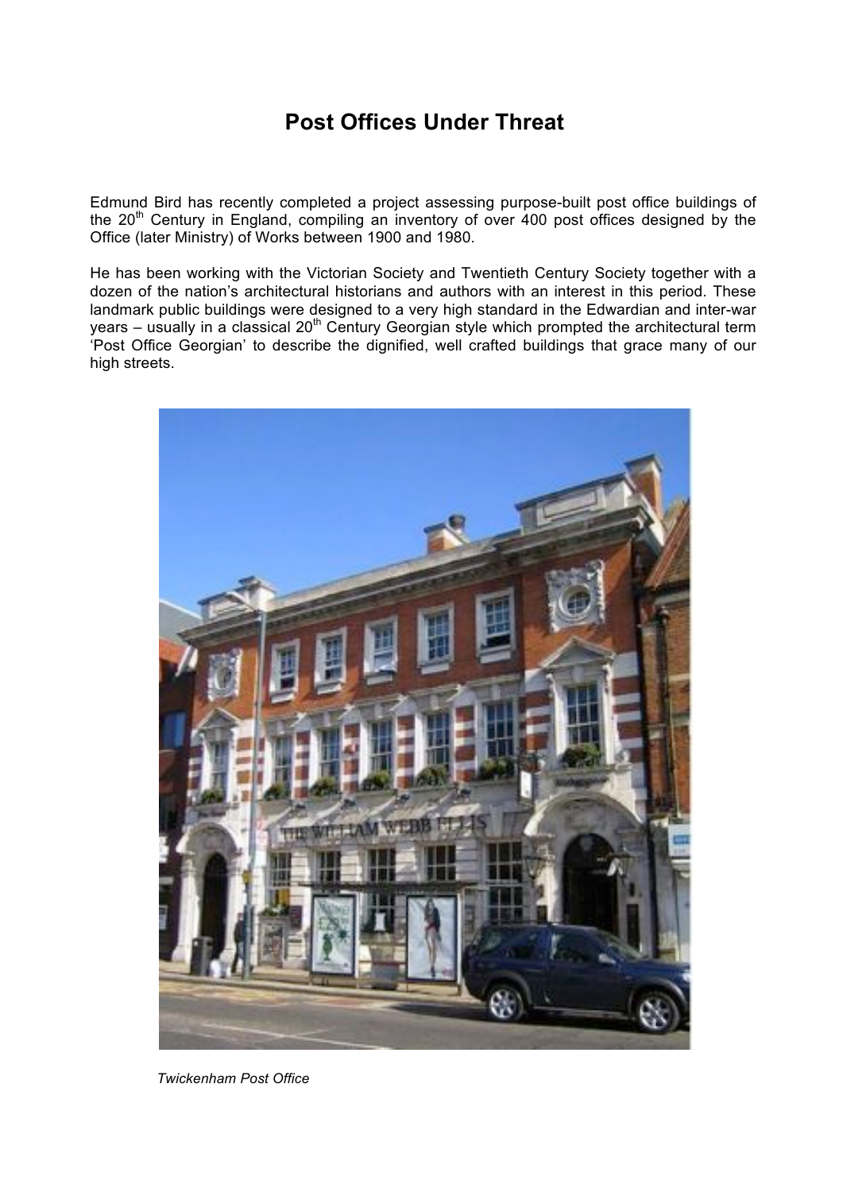# Post Offices Under Threat

Edmund Bird has recently completed a project assessing purpose-built post office buildings of the 20th Century in England, compiling an inventory of over 400 post offices designed by the Office (later Ministry) of Works between 1900 and 1980.

He has been working with the Victorian Society and Twentieth Century Society together with a dozen of the nation's architectural historians and authors with an interest in this period. These landmark public buildings were designed to a very high standard in the Edwardian and inter-war years – usually in a classical 20th Century Georgian style which prompted the architectural term 'Post Office Georgian' to describe the dignified, well crafted buildings that grace many of our high streets.

*Twickenham Post Office*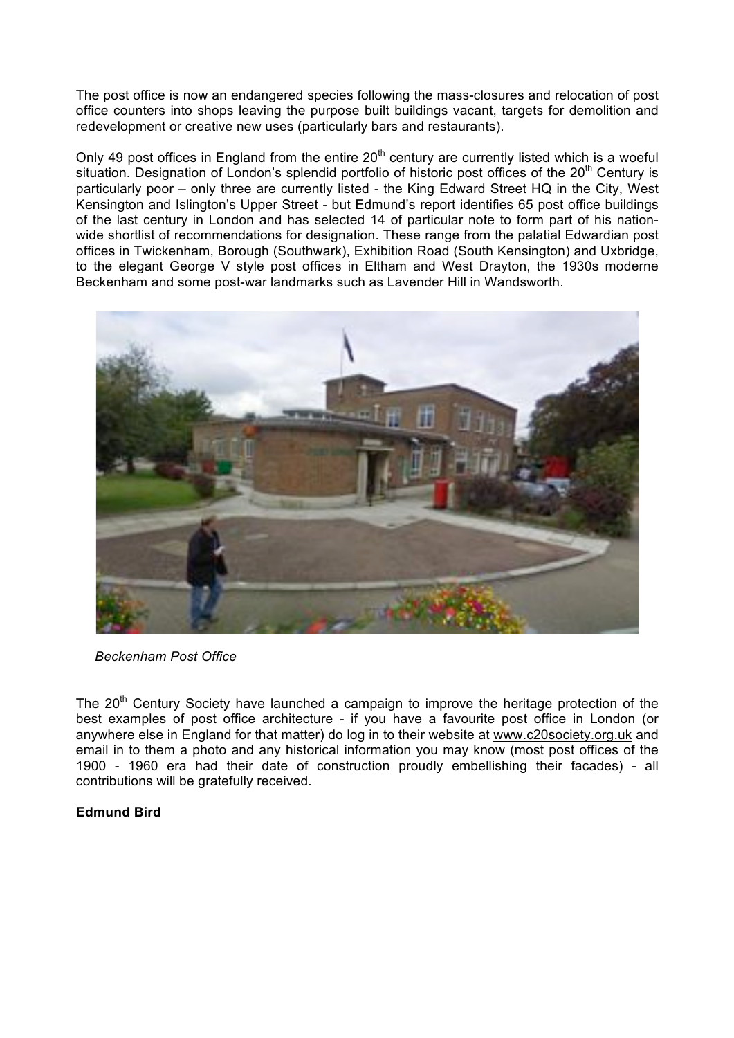The post office is now an endangered species following the mass-closures and relocation of post office counters into shops leaving the purpose built buildings vacant, targets for demolition and redevelopment or creative new uses (particularly bars and restaurants).

Only 49 post offices in England from the entire 20th century are currently listed which is a woeful situation. Designation of London's splendid portfolio of historic post offices of the 20th Century is particularly poor – only three are currently listed - the King Edward Street HQ in the City, West Kensington and Islington's Upper Street - but Edmund's report identifies 65 post office buildings of the last century in London and has selected 14 of particular note to form part of his nation-wide shortlist of recommendations for designation. These range from the palatial Edwardian post offices in Twickenham, Borough (Southwark), Exhibition Road (South Kensington) and Uxbridge, to the elegant George V style post offices in Eltham and West Drayton, the 1930s moderne Beckenham and some post-war landmarks such as Lavender Hill in Wandsworth.

*Beckenham Post Office*

The 20th Century Society have launched a campaign to improve the heritage protection of the best examples of post office architecture - if you have a favourite post office in London (or anywhere else in England for that matter) do log in to their website at www.c20society.org.uk and email in to them a photo and any historical information you may know (most post offices of the 1900 - 1960 era had their date of construction proudly embellishing their facades) - all contributions will be gratefully received.

**Edmund Bird**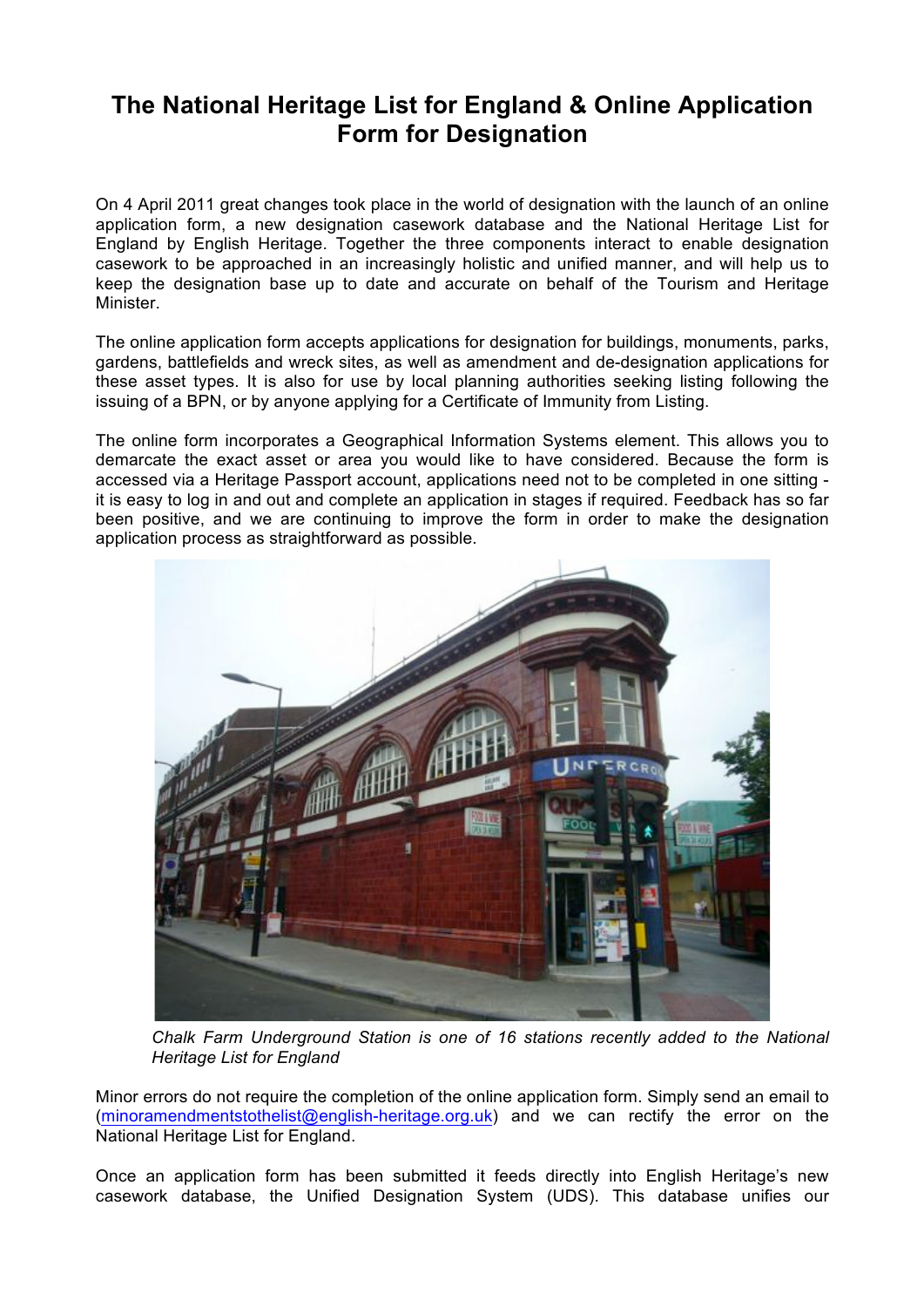# The National Heritage List for England & Online Application Form for Designation

On 4 April 2011 great changes took place in the world of designation with the launch of an online application form, a new designation casework database and the National Heritage List for England by English Heritage. Together the three components interact to enable designation casework to be approached in an increasingly holistic and unified manner, and will help us to keep the designation base up to date and accurate on behalf of the Tourism and Heritage Minister.

The online application form accepts applications for designation for buildings, monuments, parks, gardens, battlefields and wreck sites, as well as amendment and de-designation applications for these asset types. It is also for use by local planning authorities seeking listing following the issuing of a BPN, or by anyone applying for a Certificate of Immunity from Listing.

The online form incorporates a Geographical Information Systems element. This allows you to demarcate the exact asset or area you would like to have considered. Because the form is accessed via a Heritage Passport account, applications need not to be completed in one sitting - it is easy to log in and out and complete an application in stages if required. Feedback has so far been positive, and we are continuing to improve the form in order to make the designation application process as straightforward as possible.

*Chalk Farm Underground Station is one of 16 stations recently added to the National Heritage List for England*

Minor errors do not require the completion of the online application form. Simply send an email to (minoramendmentstothelist@english-heritage.org.uk) and we can rectify the error on the National Heritage List for England.

Once an application form has been submitted it feeds directly into English Heritage's new casework database, the Unified Designation System (UDS). This database unifies our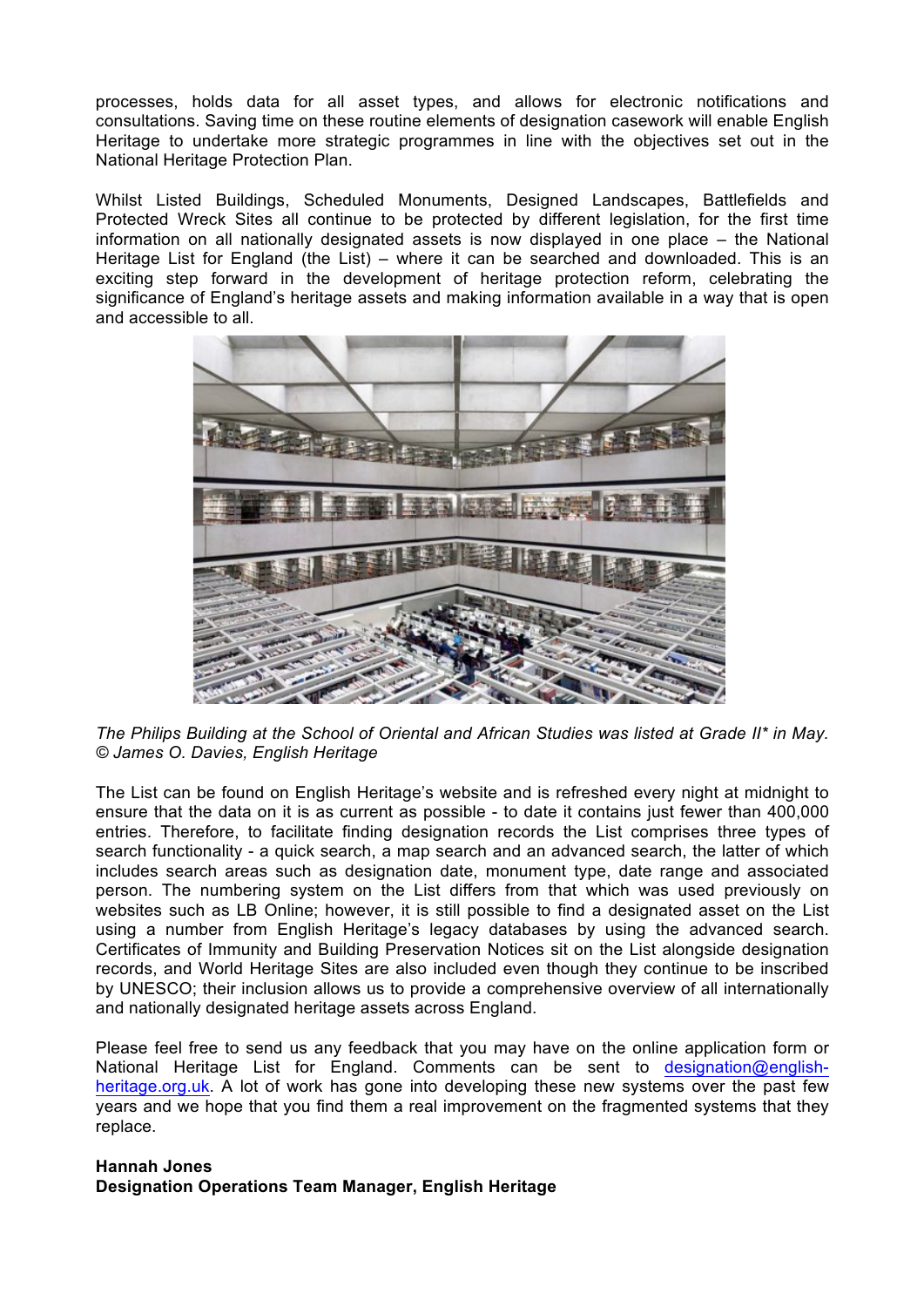processes, holds data for all asset types, and allows for electronic notifications and consultations. Saving time on these routine elements of designation casework will enable English Heritage to undertake more strategic programmes in line with the objectives set out in the National Heritage Protection Plan.

Whilst Listed Buildings, Scheduled Monuments, Designed Landscapes, Battlefields and Protected Wreck Sites all continue to be protected by different legislation, for the first time information on all nationally designated assets is now displayed in one place – the National Heritage List for England (the List) – where it can be searched and downloaded. This is an exciting step forward in the development of heritage protection reform, celebrating the significance of England's heritage assets and making information available in a way that is open and accessible to all.

*The Philips Building at the School of Oriental and African Studies was listed at Grade II* in May. © James O. Davies, English Heritage*

The List can be found on English Heritage's website and is refreshed every night at midnight to ensure that the data on it is as current as possible - to date it contains just fewer than 400,000 entries. Therefore, to facilitate finding designation records the List comprises three types of search functionality - a quick search, a map search and an advanced search, the latter of which includes search areas such as designation date, monument type, date range and associated person. The numbering system on the List differs from that which was used previously on websites such as LB Online; however, it is still possible to find a designated asset on the List using a number from English Heritage's legacy databases by using the advanced search. Certificates of Immunity and Building Preservation Notices sit on the List alongside designation records, and World Heritage Sites are also included even though they continue to be inscribed by UNESCO; their inclusion allows us to provide a comprehensive overview of all internationally and nationally designated heritage assets across England.

Please feel free to send us any feedback that you may have on the online application form or National Heritage List for England. Comments can be sent to designation@english-heritage.org.uk. A lot of work has gone into developing these new systems over the past few years and we hope that you find them a real improvement on the fragmented systems that they replace.

**Hannah Jones**
**Designation Operations Team Manager, English Heritage**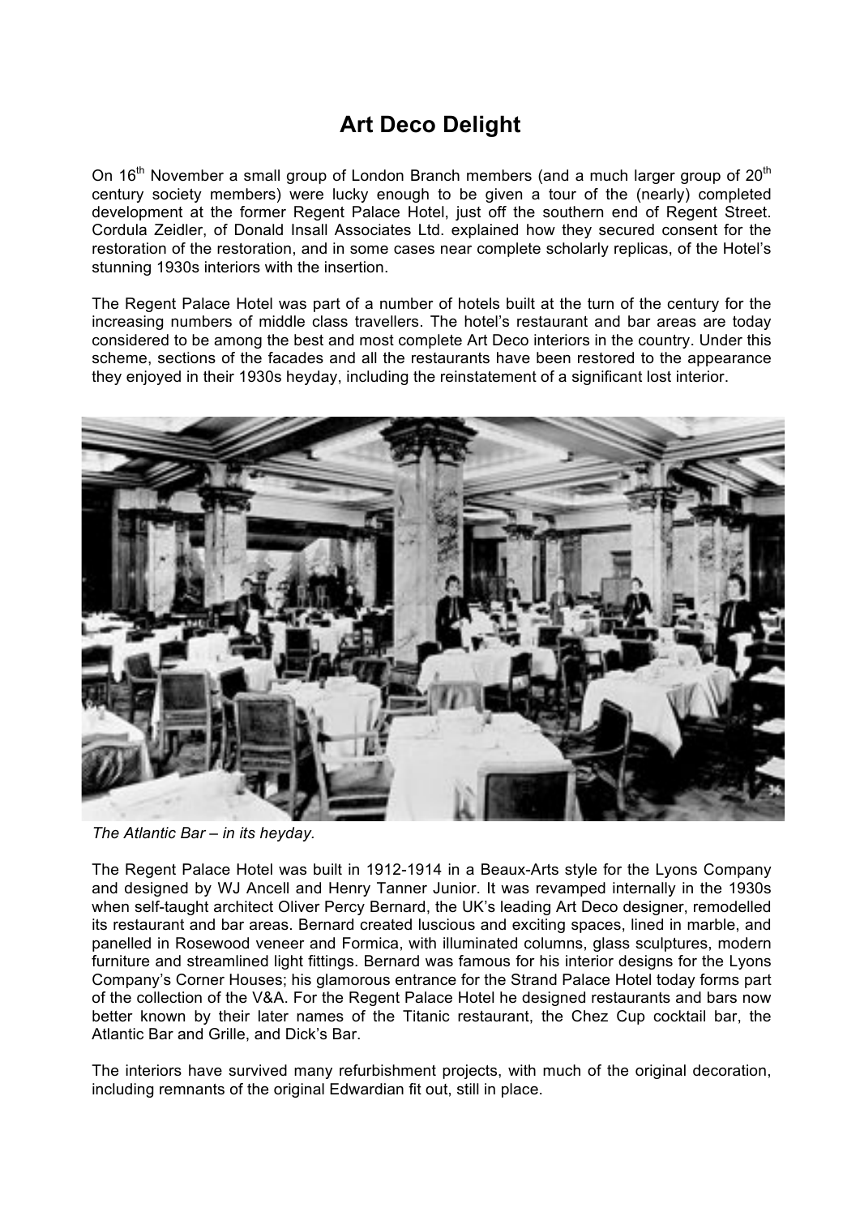# Art Deco Delight

On 16th November a small group of London Branch members (and a much larger group of 20th century society members) were lucky enough to be given a tour of the (nearly) completed development at the former Regent Palace Hotel, just off the southern end of Regent Street. Cordula Zeidler, of Donald Insall Associates Ltd. explained how they secured consent for the restoration of the restoration, and in some cases near complete scholarly replicas, of the Hotel's stunning 1930s interiors with the insertion.

The Regent Palace Hotel was part of a number of hotels built at the turn of the century for the increasing numbers of middle class travellers. The hotel's restaurant and bar areas are today considered to be among the best and most complete Art Deco interiors in the country. Under this scheme, sections of the facades and all the restaurants have been restored to the appearance they enjoyed in their 1930s heyday, including the reinstatement of a significant lost interior.

*The Atlantic Bar – in its heyday.*

The Regent Palace Hotel was built in 1912-1914 in a Beaux-Arts style for the Lyons Company and designed by WJ Ancell and Henry Tanner Junior. It was revamped internally in the 1930s when self-taught architect Oliver Percy Bernard, the UK's leading Art Deco designer, remodelled its restaurant and bar areas. Bernard created luscious and exciting spaces, lined in marble, and panelled in Rosewood veneer and Formica, with illuminated columns, glass sculptures, modern furniture and streamlined light fittings. Bernard was famous for his interior designs for the Lyons Company's Corner Houses; his glamorous entrance for the Strand Palace Hotel today forms part of the collection of the V&A. For the Regent Palace Hotel he designed restaurants and bars now better known by their later names of the Titanic restaurant, the Chez Cup cocktail bar, the Atlantic Bar and Grille, and Dick's Bar.

The interiors have survived many refurbishment projects, with much of the original decoration, including remnants of the original Edwardian fit out, still in place.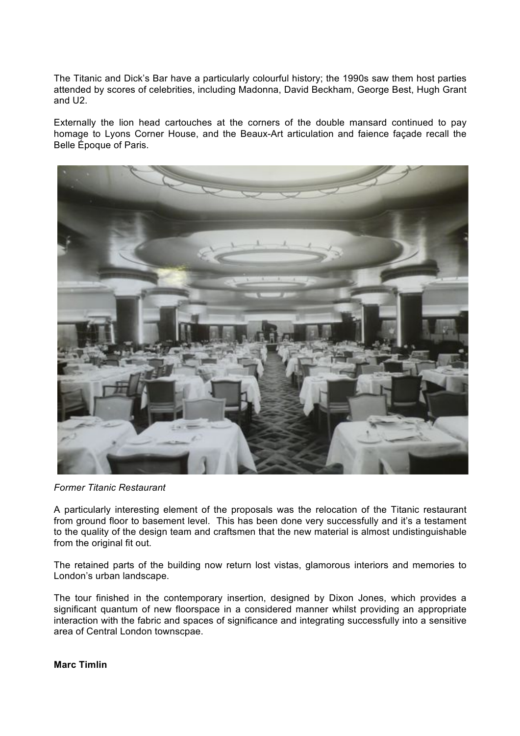The Titanic and Dick's Bar have a particularly colourful history; the 1990s saw them host parties attended by scores of celebrities, including Madonna, David Beckham, George Best, Hugh Grant and U2.

Externally the lion head cartouches at the corners of the double mansard continued to pay homage to Lyons Corner House, and the Beaux-Art articulation and faience façade recall the Belle Époque of Paris.

*Former Titanic Restaurant*

A particularly interesting element of the proposals was the relocation of the Titanic restaurant from ground floor to basement level. This has been done very successfully and it's a testament to the quality of the design team and craftsmen that the new material is almost undistinguishable from the original fit out.

The retained parts of the building now return lost vistas, glamorous interiors and memories to London's urban landscape.

The tour finished in the contemporary insertion, designed by Dixon Jones, which provides a significant quantum of new floorspace in a considered manner whilst providing an appropriate interaction with the fabric and spaces of significance and integrating successfully into a sensitive area of Central London townscpae.

**Marc Timlin**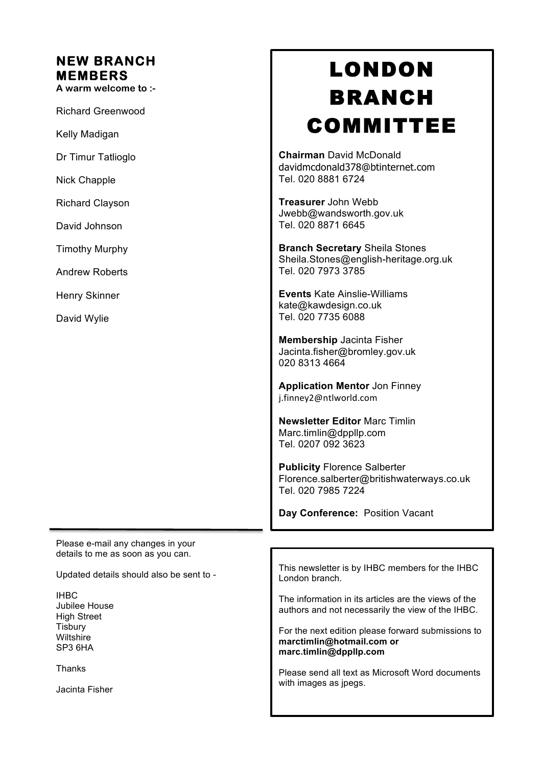## NEW BRANCH MEMBERS

**A warm welcome to :-**

Richard Greenwood

Kelly Madigan

Dr Timur Tatlioglo

Nick Chapple

Richard Clayson

David Johnson

Timothy Murphy

Andrew Roberts

Henry Skinner

David Wylie

Please e-mail any changes in your details to me as soon as you can.

Updated details should also be sent to -

IHBC
Jubilee House
High Street
Tisbury
Wiltshire
SP3 6HA

Thanks

Jacinta Fisher

# LONDON BRANCH COMMITTEE

**Chairman** David McDonald
davidmcdonald378@btinternet.com
Tel. 020 8881 6724

**Treasurer** John Webb
Jwebb@wandsworth.gov.uk
Tel. 020 8871 6645

**Branch Secretary** Sheila Stones
Sheila.Stones@english-heritage.org.uk
Tel. 020 7973 3785

**Events** Kate Ainslie-Williams
kate@kawdesign.co.uk
Tel. 020 7735 6088

**Membership** Jacinta Fisher
Jacinta.fisher@bromley.gov.uk
020 8313 4664

**Application Mentor** Jon Finney
j.finney2@ntlworld.com

**Newsletter Editor** Marc Timlin
Marc.timlin@dppllp.com
Tel. 0207 092 3623

**Publicity** Florence Salberter
Florence.salberter@britishwaterways.co.uk
Tel. 020 7985 7224

**Day Conference:** Position Vacant

This newsletter is by IHBC members for the IHBC London branch.

The information in its articles are the views of the authors and not necessarily the view of the IHBC.

For the next edition please forward submissions to **marctimlin@hotmail.com or marc.timlin@dppllp.com**

Please send all text as Microsoft Word documents with images as jpegs.